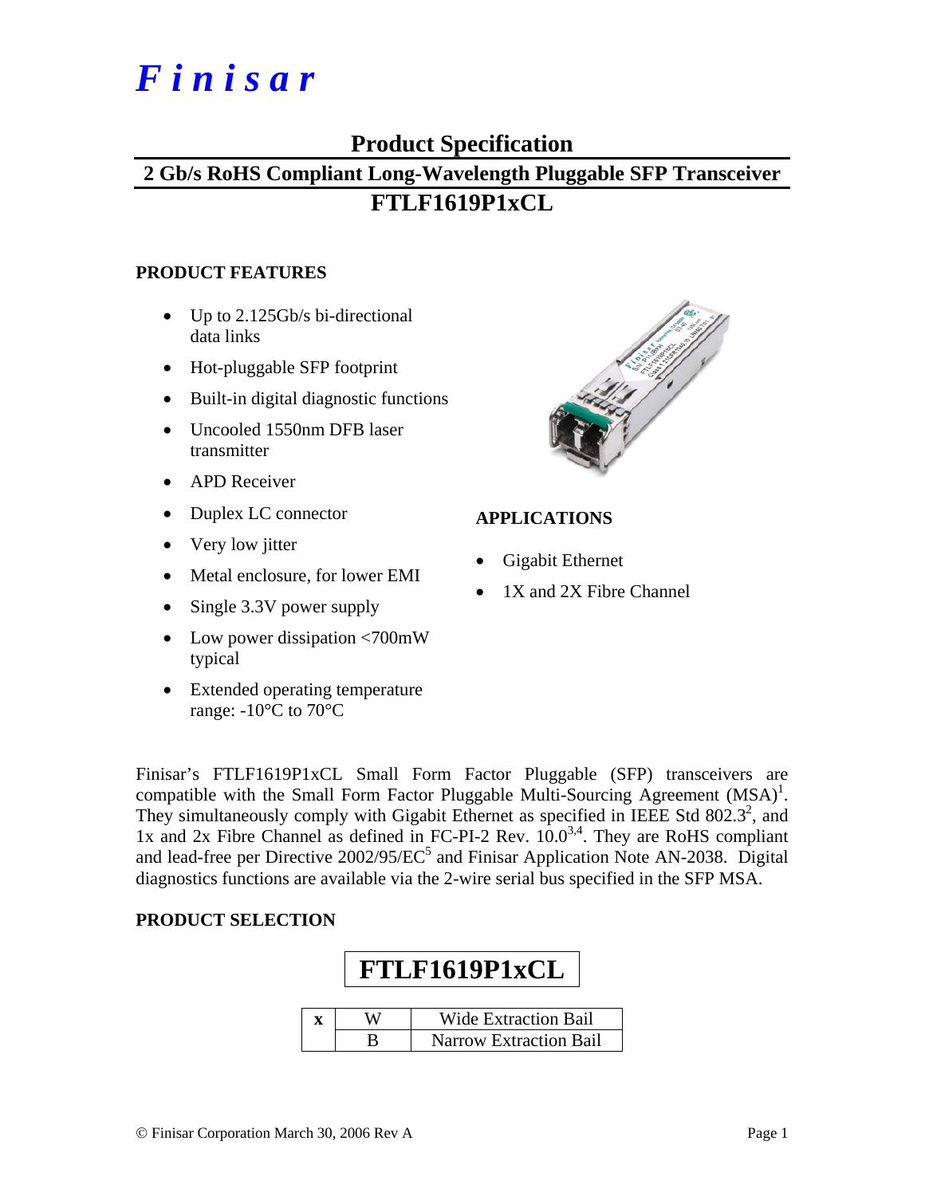# *Finisar*

## Product Specification

## 2 Gb/s RoHS Compliant Long-Wavelength Pluggable SFP Transceiver

## FTLF1619P1xCL

### PRODUCT FEATURES

- Up to 2.125Gb/s bi-directional data links
- Hot-pluggable SFP footprint
- Built-in digital diagnostic functions
- Uncooled 1550nm DFB laser transmitter
- APD Receiver
- Duplex LC connector
- Very low jitter
- Metal enclosure, for lower EMI
- Single 3.3V power supply
- Low power dissipation <700mW typical
- Extended operating temperature range: -10°C to 70°C

### APPLICATIONS

- Gigabit Ethernet
- 1X and 2X Fibre Channel

Finisar's FTLF1619P1xCL Small Form Factor Pluggable (SFP) transceivers are compatible with the Small Form Factor Pluggable Multi-Sourcing Agreement (MSA)[1]. They simultaneously comply with Gigabit Ethernet as specified in IEEE Std 802.3[2], and 1x and 2x Fibre Channel as defined in FC-PI-2 Rev. 10.0[3,4]. They are RoHS compliant and lead-free per Directive 2002/95/EC[5] and Finisar Application Note AN-2038. Digital diagnostics functions are available via the 2-wire serial bus specified in the SFP MSA.

### PRODUCT SELECTION

**FTLF1619P1xCL**

| x | | |
|---|---|---|
| | W | Wide Extraction Bail |
| | B | Narrow Extraction Bail |

© Finisar Corporation March 30, 2006 Rev A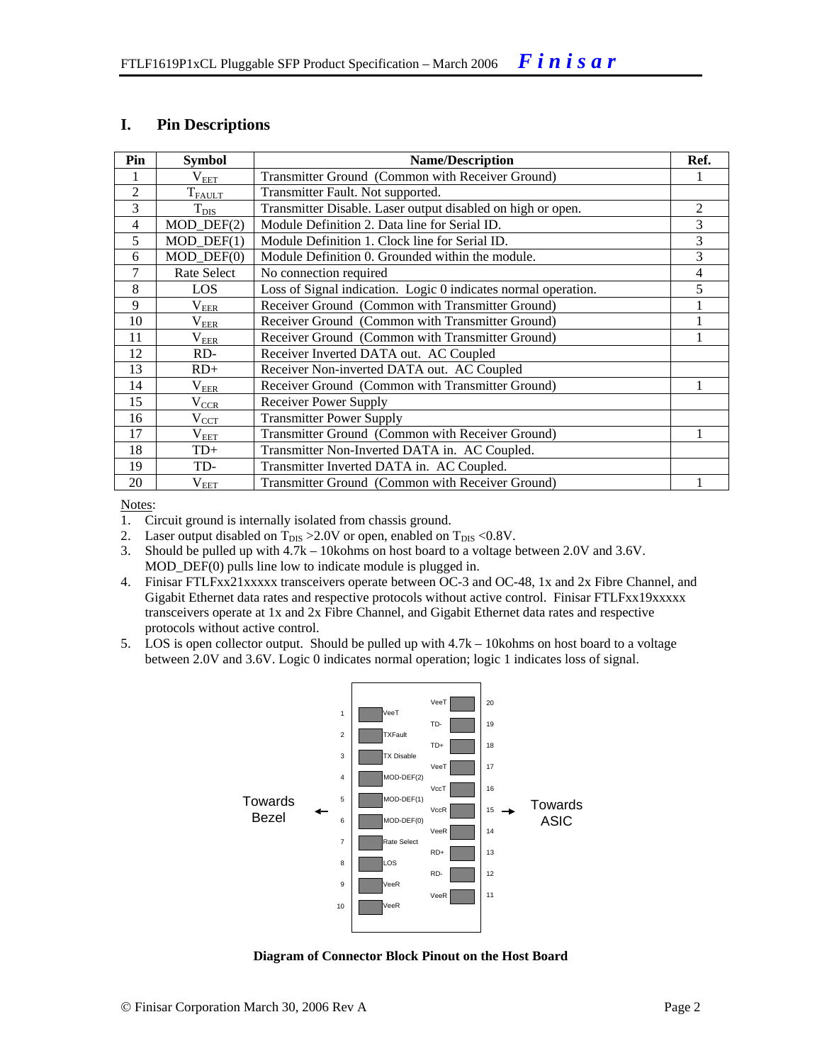## I. Pin Descriptions

| Pin | Symbol | Name/Description | Ref. |
|---|---|---|---|
| 1 | $V_{EET}$ | Transmitter Ground (Common with Receiver Ground) | 1 |
| 2 | $T_{FAULT}$ | Transmitter Fault. Not supported. | |
| 3 | $T_{DIS}$ | Transmitter Disable. Laser output disabled on high or open. | 2 |
| 4 | MOD_DEF(2) | Module Definition 2. Data line for Serial ID. | 3 |
| 5 | MOD_DEF(1) | Module Definition 1. Clock line for Serial ID. | 3 |
| 6 | MOD_DEF(0) | Module Definition 0. Grounded within the module. | 3 |
| 7 | Rate Select | No connection required | 4 |
| 8 | LOS | Loss of Signal indication. Logic 0 indicates normal operation. | 5 |
| 9 | $V_{EER}$ | Receiver Ground (Common with Transmitter Ground) | 1 |
| 10 | $V_{EER}$ | Receiver Ground (Common with Transmitter Ground) | 1 |
| 11 | $V_{EER}$ | Receiver Ground (Common with Transmitter Ground) | 1 |
| 12 | RD- | Receiver Inverted DATA out. AC Coupled | |
| 13 | RD+ | Receiver Non-inverted DATA out. AC Coupled | |
| 14 | $V_{EER}$ | Receiver Ground (Common with Transmitter Ground) | 1 |
| 15 | $V_{CCR}$ | Receiver Power Supply | |
| 16 | $V_{CCT}$ | Transmitter Power Supply | |
| 17 | $V_{EET}$ | Transmitter Ground (Common with Receiver Ground) | 1 |
| 18 | TD+ | Transmitter Non-Inverted DATA in. AC Coupled. | |
| 19 | TD- | Transmitter Inverted DATA in. AC Coupled. | |
| 20 | $V_{EET}$ | Transmitter Ground (Common with Receiver Ground) | 1 |

Notes:

1. Circuit ground is internally isolated from chassis ground.
2. Laser output disabled on $T_{DIS}$ >2.0V or open, enabled on $T_{DIS}$ <0.8V.
3. Should be pulled up with 4.7k – 10kohms on host board to a voltage between 2.0V and 3.6V. MOD_DEF(0) pulls line low to indicate module is plugged in.
4. Finisar FTLFxx21xxxxx transceivers operate between OC-3 and OC-48, 1x and 2x Fibre Channel, and Gigabit Ethernet data rates and respective protocols without active control. Finisar FTLFxx19xxxxx transceivers operate at 1x and 2x Fibre Channel, and Gigabit Ethernet data rates and respective protocols without active control.
5. LOS is open collector output. Should be pulled up with 4.7k – 10kohms on host board to a voltage between 2.0V and 3.6V. Logic 0 indicates normal operation; logic 1 indicates loss of signal.

| Pin | Signal | | Signal | Pin |
|---|---|---|---|---|
| 1 | VeeT | | VeeT | 20 |
| 2 | TXFault | | TD- | 19 |
| 3 | TX Disable | | TD+ | 18 |
| 4 | MOD-DEF(2) | | VeeT | 17 |
| 5 | MOD-DEF(1) | | VccT | 16 |
| 6 | MOD-DEF(0) | | VccR | 15 |
| 7 | Rate Select | | VeeR | 14 |
| 8 | LOS | | RD+ | 13 |
| 9 | VeeR | | RD- | 12 |
| 10 | VeeR | | VeeR | 11 |

Towards Bezel ← | → Towards ASIC

**Diagram of Connector Block Pinout on the Host Board**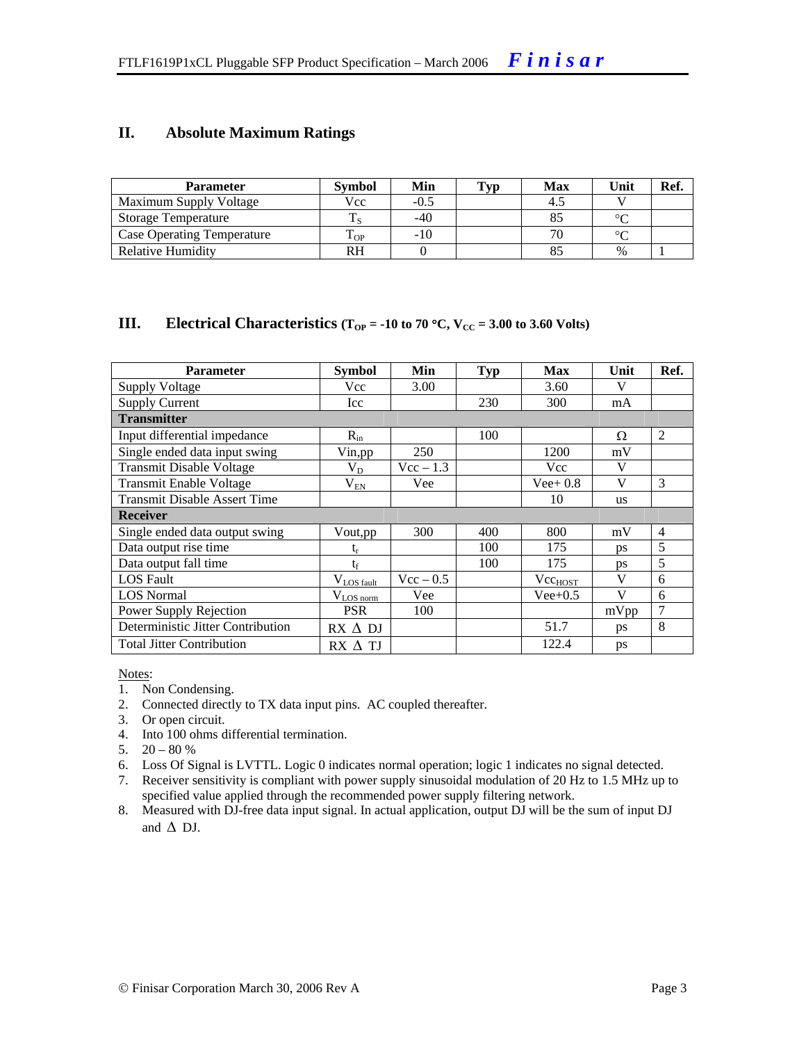## II. Absolute Maximum Ratings

| Parameter | Symbol | Min | Typ | Max | Unit | Ref. |
|---|---|---|---|---|---|---|
| Maximum Supply Voltage | Vcc | -0.5 | | 4.5 | V | |
| Storage Temperature | $T_S$ | -40 | | 85 | °C | |
| Case Operating Temperature | $T_{OP}$ | -10 | | 70 | °C | |
| Relative Humidity | RH | 0 | | 85 | % | 1 |

## III. Electrical Characteristics ($T_{OP}$ = -10 to 70 °C, $V_{CC}$ = 3.00 to 3.60 Volts)

| Parameter | Symbol | Min | Typ | Max | Unit | Ref. |
|---|---|---|---|---|---|---|
| Supply Voltage | Vcc | 3.00 | | 3.60 | V | |
| Supply Current | Icc | | 230 | 300 | mA | |
| **Transmitter** | | | | | | |
| Input differential impedance | $R_{in}$ | | 100 | | Ω | 2 |
| Single ended data input swing | Vin,pp | 250 | | 1200 | mV | |
| Transmit Disable Voltage | $V_D$ | Vcc – 1.3 | | Vcc | V | |
| Transmit Enable Voltage | $V_{EN}$ | Vee | | Vee+ 0.8 | V | 3 |
| Transmit Disable Assert Time | | | | 10 | us | |
| **Receiver** | | | | | | |
| Single ended data output swing | Vout,pp | 300 | 400 | 800 | mV | 4 |
| Data output rise time | $t_r$ | | 100 | 175 | ps | 5 |
| Data output fall time | $t_f$ | | 100 | 175 | ps | 5 |
| LOS Fault | $V_{LOS\ fault}$ | Vcc – 0.5 | | $Vcc_{HOST}$ | V | 6 |
| LOS Normal | $V_{LOS\ norm}$ | Vee | | Vee+0.5 | V | 6 |
| Power Supply Rejection | PSR | 100 | | | mVpp | 7 |
| Deterministic Jitter Contribution | RX Δ DJ | | | 51.7 | ps | 8 |
| Total Jitter Contribution | RX Δ TJ | | | 122.4 | ps | |

Notes:

1. Non Condensing.
2. Connected directly to TX data input pins. AC coupled thereafter.
3. Or open circuit.
4. Into 100 ohms differential termination.
5. 20 – 80 %
6. Loss Of Signal is LVTTL. Logic 0 indicates normal operation; logic 1 indicates no signal detected.
7. Receiver sensitivity is compliant with power supply sinusoidal modulation of 20 Hz to 1.5 MHz up to specified value applied through the recommended power supply filtering network.
8. Measured with DJ-free data input signal. In actual application, output DJ will be the sum of input DJ and Δ DJ.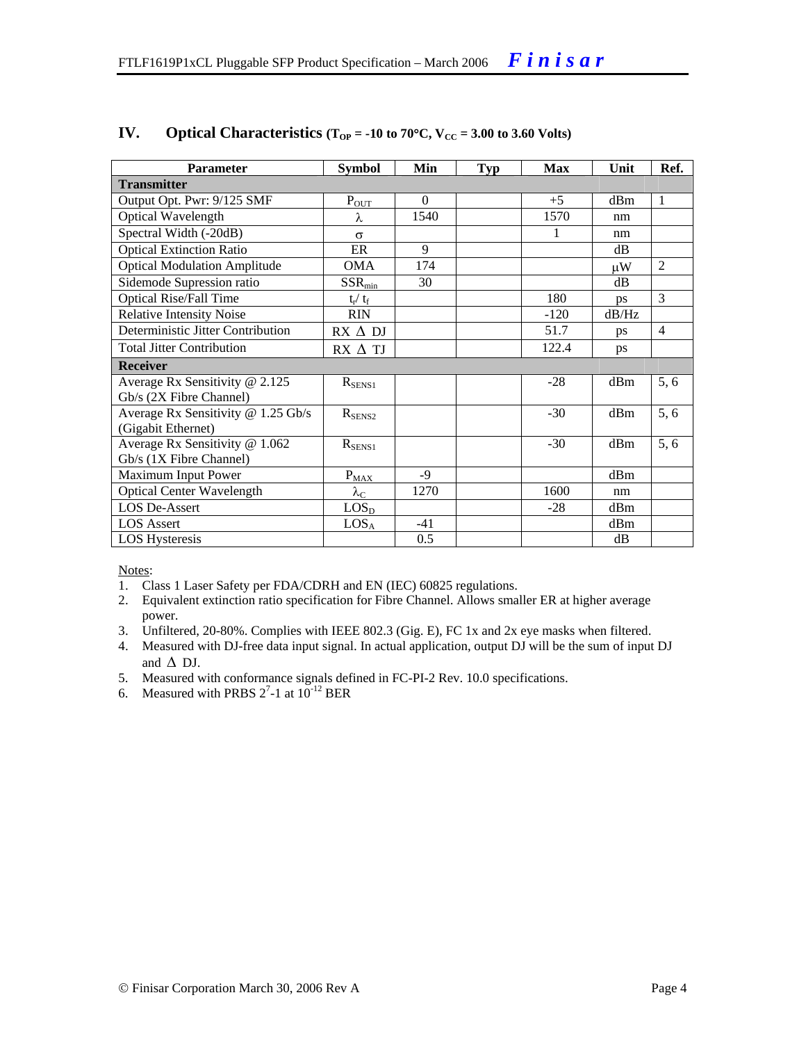## IV. Optical Characteristics ($T_{OP}$ = -10 to 70°C, $V_{CC}$ = 3.00 to 3.60 Volts)

| Parameter | Symbol | Min | Typ | Max | Unit | Ref. |
|---|---|---|---|---|---|---|
| **Transmitter** | | | | | | |
| Output Opt. Pwr: 9/125 SMF | $P_{OUT}$ | 0 | | +5 | dBm | 1 |
| Optical Wavelength | $\lambda$ | 1540 | | 1570 | nm | |
| Spectral Width (-20dB) | $\sigma$ | | | 1 | nm | |
| Optical Extinction Ratio | ER | 9 | | | dB | |
| Optical Modulation Amplitude | OMA | 174 | | | $\mu$W | 2 |
| Sidemode Supression ratio | $SSR_{min}$ | 30 | | | dB | |
| Optical Rise/Fall Time | $t_r$/ $t_f$ | | | 180 | ps | 3 |
| Relative Intensity Noise | RIN | | | -120 | dB/Hz | |
| Deterministic Jitter Contribution | RX $\Delta$ DJ | | | 51.7 | ps | 4 |
| Total Jitter Contribution | RX $\Delta$ TJ | | | 122.4 | ps | |
| **Receiver** | | | | | | |
| Average Rx Sensitivity @ 2.125 Gb/s (2X Fibre Channel) | $R_{SENS1}$ | | | -28 | dBm | 5, 6 |
| Average Rx Sensitivity @ 1.25 Gb/s (Gigabit Ethernet) | $R_{SENS2}$ | | | -30 | dBm | 5, 6 |
| Average Rx Sensitivity @ 1.062 Gb/s (1X Fibre Channel) | $R_{SENS1}$ | | | -30 | dBm | 5, 6 |
| Maximum Input Power | $P_{MAX}$ | -9 | | | dBm | |
| Optical Center Wavelength | $\lambda_C$ | 1270 | | 1600 | nm | |
| LOS De-Assert | $LOS_D$ | | | -28 | dBm | |
| LOS Assert | $LOS_A$ | -41 | | | dBm | |
| LOS Hysteresis | | 0.5 | | | dB | |

Notes:

1. Class 1 Laser Safety per FDA/CDRH and EN (IEC) 60825 regulations.
2. Equivalent extinction ratio specification for Fibre Channel. Allows smaller ER at higher average power.
3. Unfiltered, 20-80%. Complies with IEEE 802.3 (Gig. E), FC 1x and 2x eye masks when filtered.
4. Measured with DJ-free data input signal. In actual application, output DJ will be the sum of input DJ and $\Delta$ DJ.
5. Measured with conformance signals defined in FC-PI-2 Rev. 10.0 specifications.
6. Measured with PRBS $2^7$-1 at $10^{-12}$ BER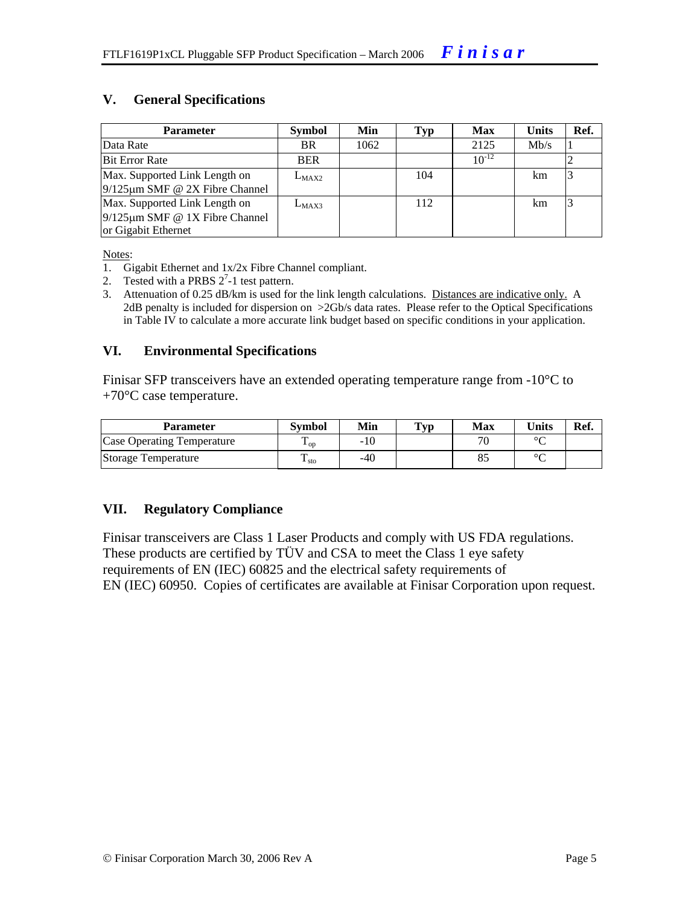## V. General Specifications

| Parameter | Symbol | Min | Typ | Max | Units | Ref. |
|---|---|---|---|---|---|---|
| Data Rate | BR | 1062 | | 2125 | Mb/s | 1 |
| Bit Error Rate | BER | | | $10^{-12}$ | | 2 |
| Max. Supported Link Length on 9/125μm SMF @ 2X Fibre Channel | $L_{MAX2}$ | | 104 | | km | 3 |
| Max. Supported Link Length on 9/125μm SMF @ 1X Fibre Channel or Gigabit Ethernet | $L_{MAX3}$ | | 112 | | km | 3 |

Notes:

1. Gigabit Ethernet and 1x/2x Fibre Channel compliant.
2. Tested with a PRBS $2^7$-1 test pattern.
3. Attenuation of 0.25 dB/km is used for the link length calculations. Distances are indicative only. A 2dB penalty is included for dispersion on >2Gb/s data rates. Please refer to the Optical Specifications in Table IV to calculate a more accurate link budget based on specific conditions in your application.

## VI. Environmental Specifications

Finisar SFP transceivers have an extended operating temperature range from -10°C to +70°C case temperature.

| Parameter | Symbol | Min | Typ | Max | Units | Ref. |
|---|---|---|---|---|---|---|
| Case Operating Temperature | $T_{op}$ | -10 | | 70 | °C | |
| Storage Temperature | $T_{sto}$ | -40 | | 85 | °C | |

## VII. Regulatory Compliance

Finisar transceivers are Class 1 Laser Products and comply with US FDA regulations. These products are certified by TÜV and CSA to meet the Class 1 eye safety requirements of EN (IEC) 60825 and the electrical safety requirements of EN (IEC) 60950. Copies of certificates are available at Finisar Corporation upon request.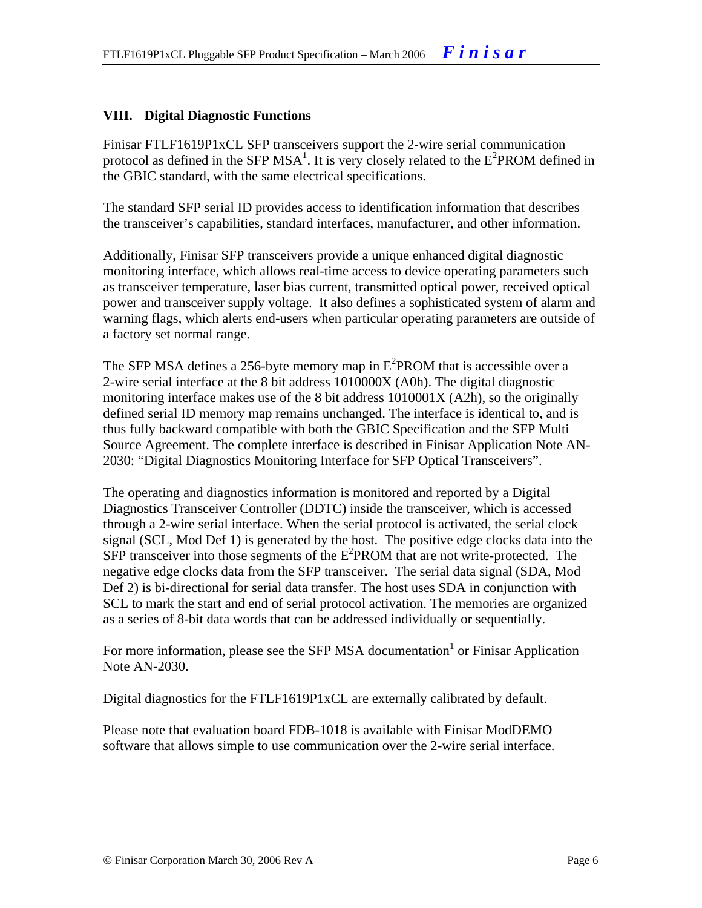## VIII. Digital Diagnostic Functions

Finisar FTLF1619P1xCL SFP transceivers support the 2-wire serial communication protocol as defined in the SFP MSA[1]. It is very closely related to the $E^2$PROM defined in the GBIC standard, with the same electrical specifications.

The standard SFP serial ID provides access to identification information that describes the transceiver's capabilities, standard interfaces, manufacturer, and other information.

Additionally, Finisar SFP transceivers provide a unique enhanced digital diagnostic monitoring interface, which allows real-time access to device operating parameters such as transceiver temperature, laser bias current, transmitted optical power, received optical power and transceiver supply voltage. It also defines a sophisticated system of alarm and warning flags, which alerts end-users when particular operating parameters are outside of a factory set normal range.

The SFP MSA defines a 256-byte memory map in $E^2$PROM that is accessible over a 2-wire serial interface at the 8 bit address 1010000X (A0h). The digital diagnostic monitoring interface makes use of the 8 bit address 1010001X (A2h), so the originally defined serial ID memory map remains unchanged. The interface is identical to, and is thus fully backward compatible with both the GBIC Specification and the SFP Multi Source Agreement. The complete interface is described in Finisar Application Note AN-2030: "Digital Diagnostics Monitoring Interface for SFP Optical Transceivers".

The operating and diagnostics information is monitored and reported by a Digital Diagnostics Transceiver Controller (DDTC) inside the transceiver, which is accessed through a 2-wire serial interface. When the serial protocol is activated, the serial clock signal (SCL, Mod Def 1) is generated by the host. The positive edge clocks data into the SFP transceiver into those segments of the $E^2$PROM that are not write-protected. The negative edge clocks data from the SFP transceiver. The serial data signal (SDA, Mod Def 2) is bi-directional for serial data transfer. The host uses SDA in conjunction with SCL to mark the start and end of serial protocol activation. The memories are organized as a series of 8-bit data words that can be addressed individually or sequentially.

For more information, please see the SFP MSA documentation[1] or Finisar Application Note AN-2030.

Digital diagnostics for the FTLF1619P1xCL are externally calibrated by default.

Please note that evaluation board FDB-1018 is available with Finisar ModDEMO software that allows simple to use communication over the 2-wire serial interface.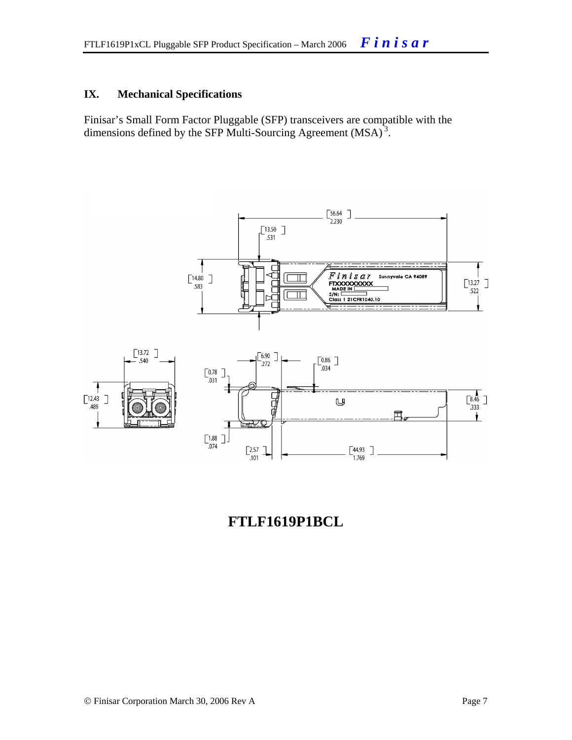## IX. Mechanical Specifications

Finisar's Small Form Factor Pluggable (SFP) transceivers are compatible with the dimensions defined by the SFP Multi-Sourcing Agreement (MSA)[3].

**FTLF1619P1BCL**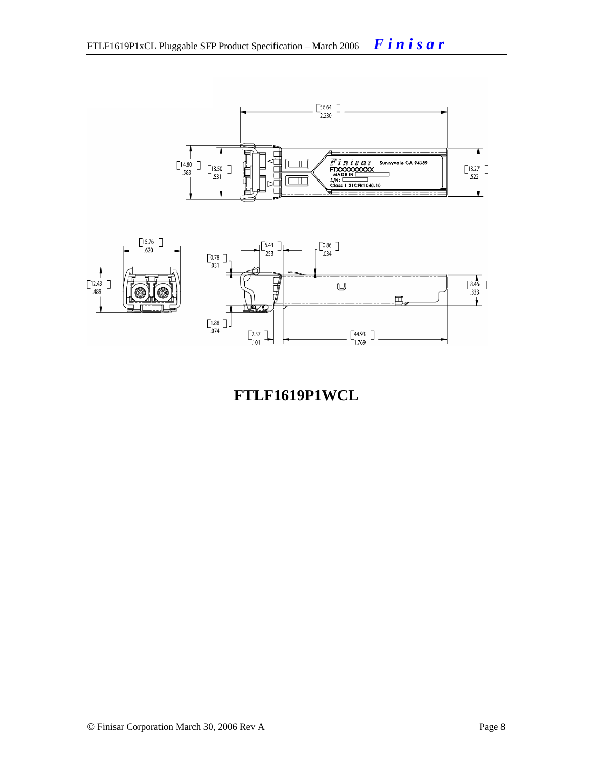FTLF1619P1WCL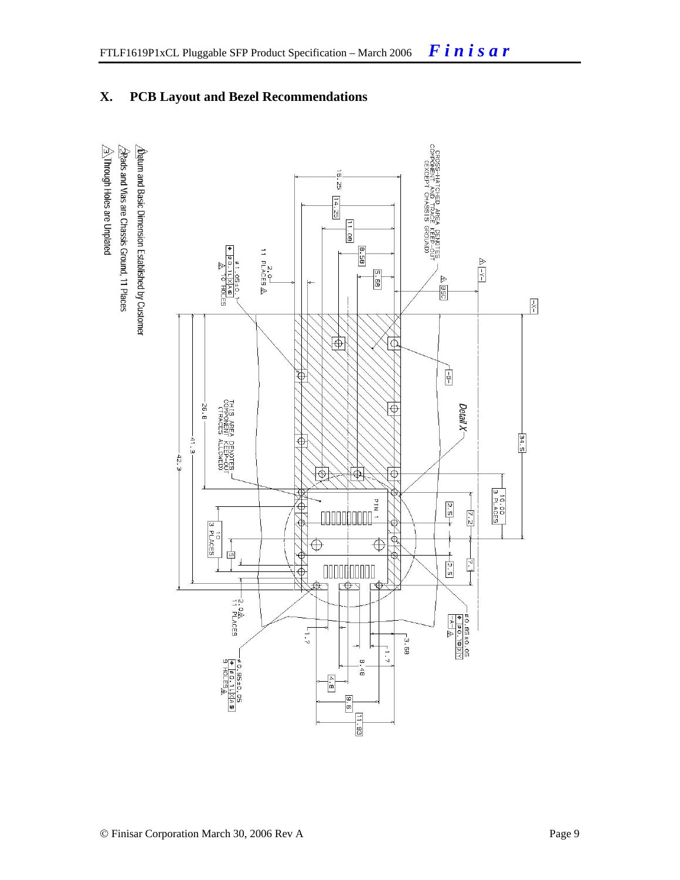## X. PCB Layout and Bezel Recommendations

CROSS-HATCHED AREA DENOTES COMPONENT AND TRACE KEEP-OUT (EXCEPT CHASSIS GROUND)

THIS AREA DENOTES COMPONENT KEEP-OUT (TRACES ALLOWED)

Detail X

PIN 1

16.25, 14.25, 11.08, 8.58, 5.68, 34.5, 10.00 3 PLACES, 2.5, 7.2, 7.1, 2.5, 26.8, 41.3, 42.3, 10 3 PLACES, 5, 1.7, 3.68, 1.7, 8.48, 4.8, 9.6, 11.93

2.0 11 PLACES

2.0 11 PLACES

ø 1.05±0.1 16 HOLES

ø 0.85±0.05 9 HOLES

ø 0.85±0.05

1. Datum and Basic Dimension Established by Customer
2. Pads and Vias are Chassis Ground, 11 Places
3. Through Holes are Unplated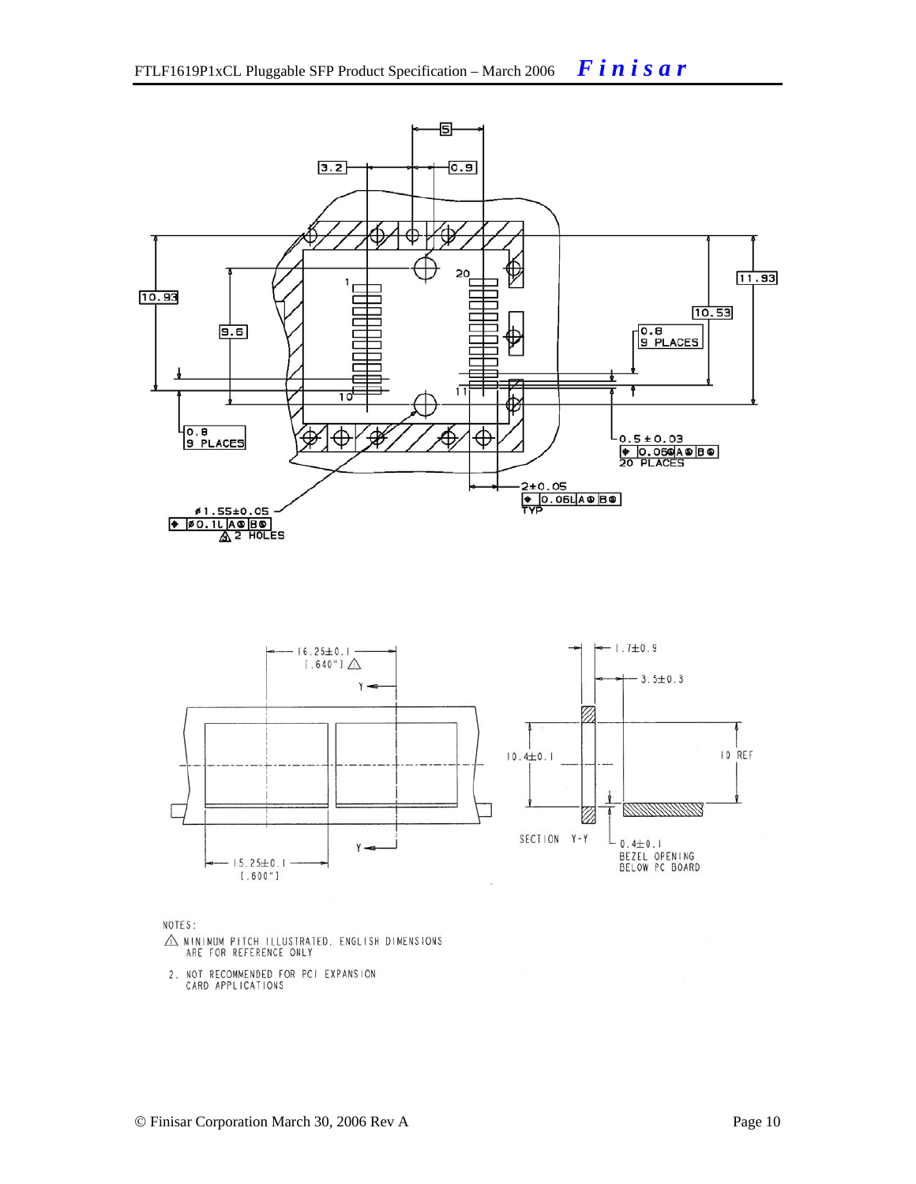NOTES:

1. MINIMUM PITCH ILLUSTRATED, ENGLISH DIMENSIONS ARE FOR REFERENCE ONLY

2. NOT RECOMMENDED FOR PCI EXPANSION CARD APPLICATIONS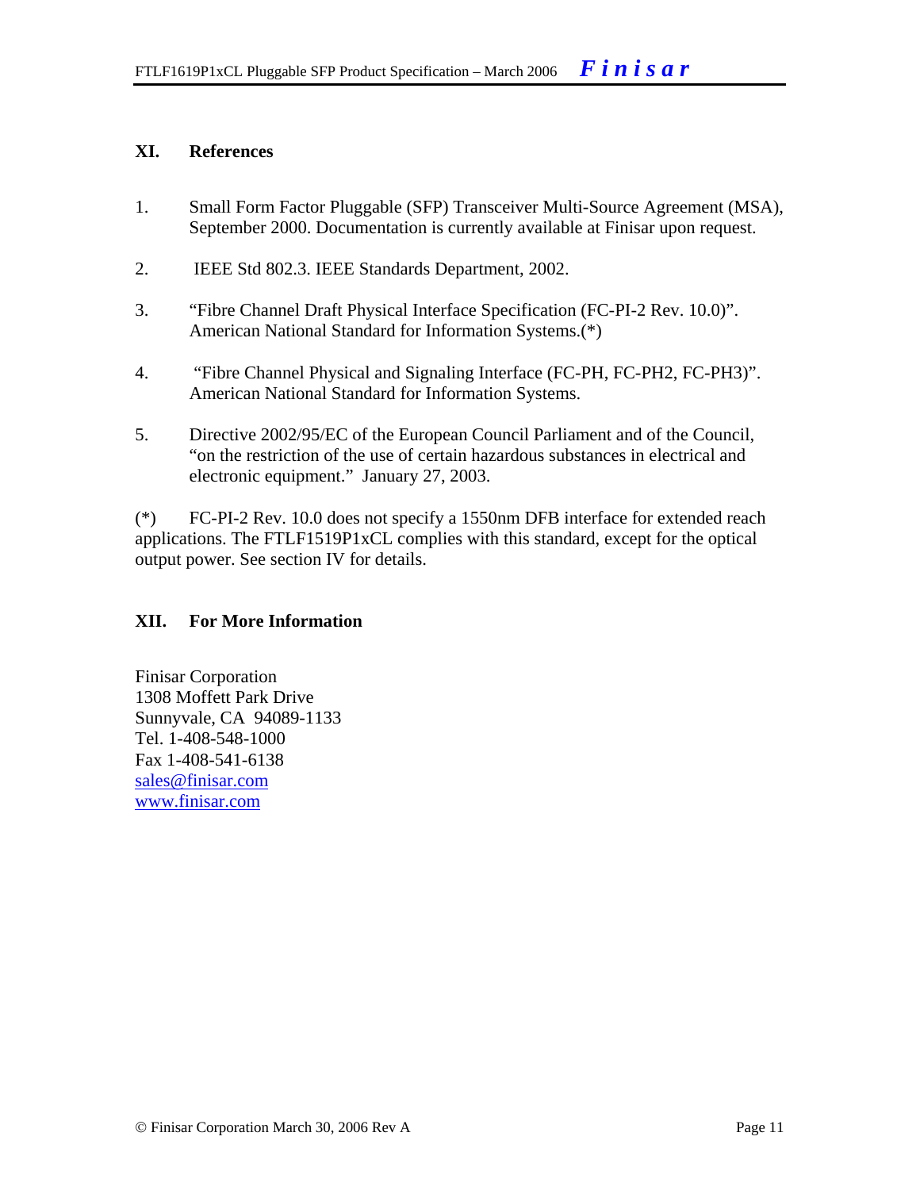## XI. References

1. Small Form Factor Pluggable (SFP) Transceiver Multi-Source Agreement (MSA), September 2000. Documentation is currently available at Finisar upon request.

2. IEEE Std 802.3. IEEE Standards Department, 2002.

3. "Fibre Channel Draft Physical Interface Specification (FC-PI-2 Rev. 10.0)". American National Standard for Information Systems.(*)

4. "Fibre Channel Physical and Signaling Interface (FC-PH, FC-PH2, FC-PH3)". American National Standard for Information Systems.

5. Directive 2002/95/EC of the European Council Parliament and of the Council, "on the restriction of the use of certain hazardous substances in electrical and electronic equipment." January 27, 2003.

(*) FC-PI-2 Rev. 10.0 does not specify a 1550nm DFB interface for extended reach applications. The FTLF1519P1xCL complies with this standard, except for the optical output power. See section IV for details.

## XII. For More Information

Finisar Corporation
1308 Moffett Park Drive
Sunnyvale, CA 94089-1133
Tel. 1-408-548-1000
Fax 1-408-541-6138
sales@finisar.com
www.finisar.com